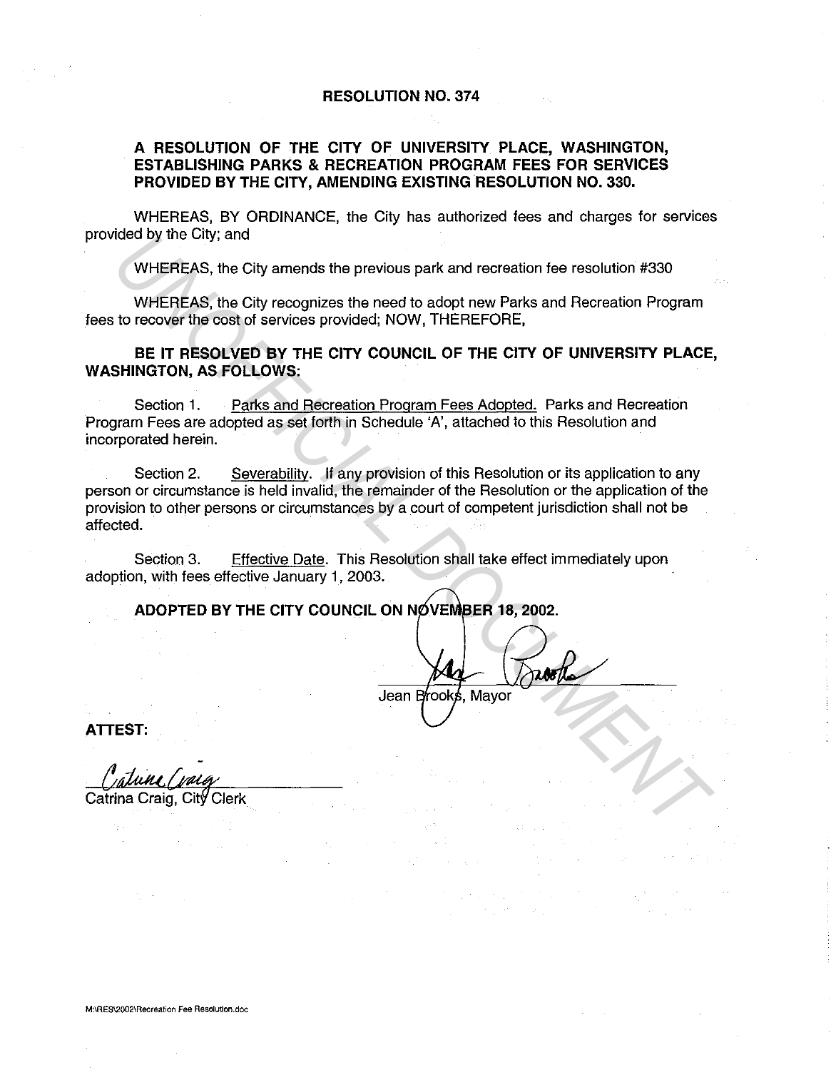# RESOLUTION NO. 374

## A RESOLUTION OF THE CITY OF UNIVERSITY PLACE, WASHINGTON, ESTABLISHING PARKS & RECREATION PROGRAM FEES FOR SERVICES PROVIDED BY THE CITY, AMENDING EXISTING RESOLUTION NO. 330.

WHEREAS, BY ORDINANCE, the City has authorized fees and charges for services provided by the City; and

WHEREAS, the City amends the previous park and recreation fee resolution #330

WHEREAS, the City recognizes the need to adopt new Parks and Recreation Program fees to recover the cost of services provided; NOW, THEREFORE,

**BE IT RESOLVED BY THE CITY COUNCIL OF THE CITY OF UNIVERSITY PLACE, WASHINGTON, AS FOLLOWS:**

Section 1. Parks and Recreation Program Fees Adopted. Parks and Recreation Program Fees are adopted as set forth in Schedule 'A', attached to this Resolution and incorporated herein.

Section 2. Severability. If any provision of this Resolution or its application to any person or circumstance is held invalid, the remainder of the Resolution or the application of the provision to other persons or circumstances by a court of competent jurisdiction shall not be affected.

Section 3. Effective Date. This Resolution shall take effect immediately upon adoption, with fees effective January 1, 2003.

**ADOPTED BY THE CITY COUNCIL ON NOVEMBER 18, 2002.**

Jean Brooks, Mayor

**ATTEST:**

Catrina Craig, City Clerk

M:\RES\2002\Recreation Fee Resolution.doc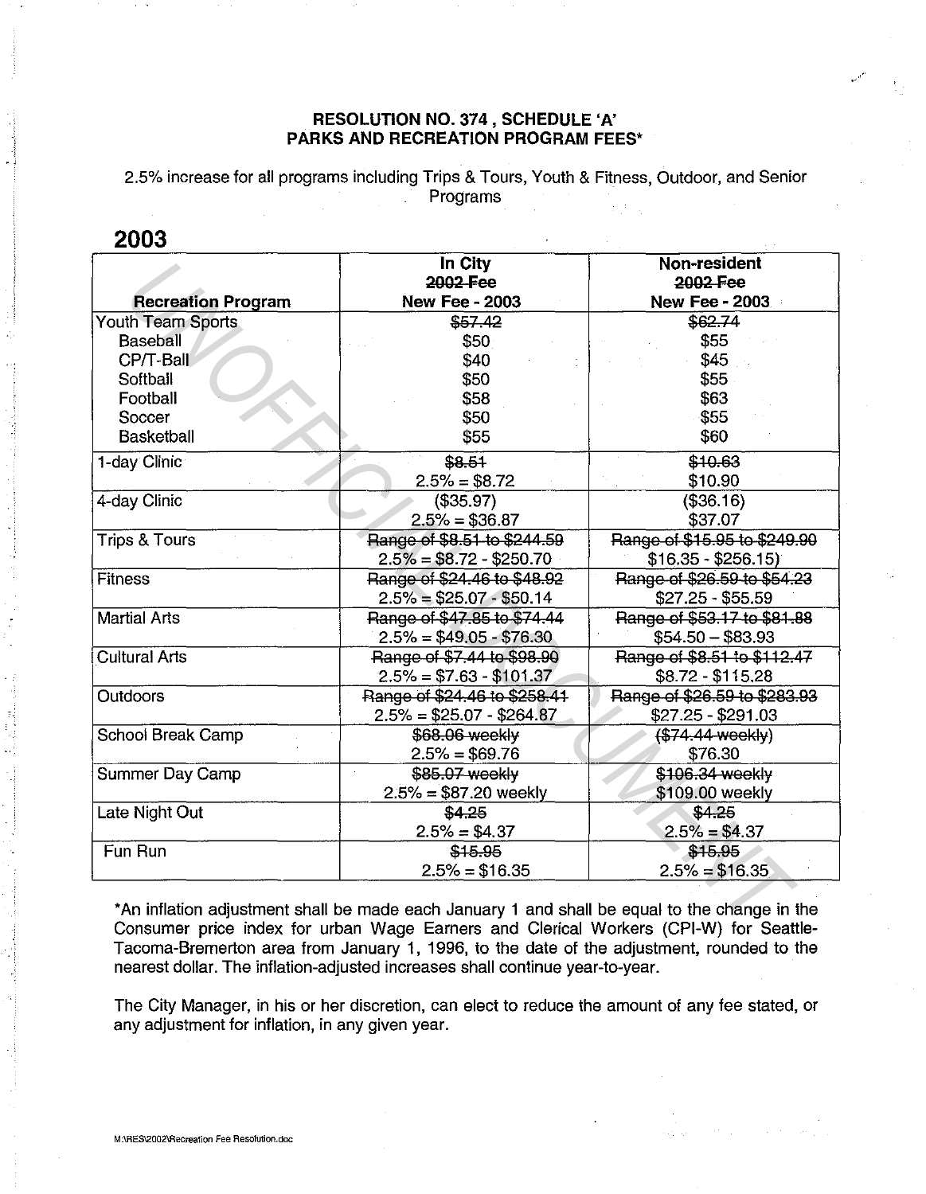**RESOLUTION NO. 374 , SCHEDULE 'A'**
**PARKS AND RECREATION PROGRAM FEES***

2.5% increase for all programs including Trips & Tours, Youth & Fitness, Outdoor, and Senior Programs

## 2003

| Recreation Program | In City<br>~~2002 Fee~~<br>New Fee - 2003 | Non-resident<br>~~2002 Fee~~<br>New Fee - 2003 |
|---|---|---|
| Youth Team Sports | ~~$57.42~~ | ~~$62.74~~ |
| Baseball | $50 | $55 |
| CP/T-Ball | $40 | $45 |
| Softball | $50 | $55 |
| Football | $58 | $63 |
| Soccer | $50 | $55 |
| Basketball | $55 | $60 |
| 1-day Clinic | ~~$8.51~~<br>2.5% = $8.72 | ~~$10.63~~<br>$10.90 |
| 4-day Clinic | ($35.97)<br>2.5% = $36.87 | ($36.16)<br>$37.07 |
| Trips & Tours | ~~Range of $8.51 to $244.59~~<br>2.5% = $8.72 - $250.70 | ~~Range of $15.95 to $249.90~~<br>$16.35 - $256.15) |
| Fitness | ~~Range of $24.46 to $48.92~~<br>2.5% = $25.07 - $50.14 | ~~Range of $26.59 to $54.23~~<br>$27.25 - $55.59 |
| Martial Arts | ~~Range of $47.85 to $74.44~~<br>2.5% = $49.05 - $76.30 | ~~Range of $53.17 to $81.88~~<br>$54.50 – $83.93 |
| Cultural Arts | ~~Range of $7.44 to $98.90~~<br>2.5% = $7.63 - $101.37 | ~~Range of $8.51 to $112.47~~<br>$8.72 - $115.28 |
| Outdoors | ~~Range of $24.46 to $258.41~~<br>2.5% = $25.07 - $264.87 | ~~Range of $26.59 to $283.93~~<br>$27.25 - $291.03 |
| School Break Camp | ~~$68.06 weekly~~<br>2.5% = $69.76 | (~~$74.44 weekly~~)<br>$76.30 |
| Summer Day Camp | ~~$85.07 weekly~~<br>2.5% = $87.20 weekly | ~~$106.34 weekly~~<br>$109.00 weekly |
| Late Night Out | ~~$4.25~~<br>2.5% = $4.37 | ~~$4.25~~<br>2.5% = $4.37 |
| Fun Run | ~~$15.95~~<br>2.5% = $16.35 | ~~$15.95~~<br>2.5% = $16.35 |

*An inflation adjustment shall be made each January 1 and shall be equal to the change in the Consumer price index for urban Wage Earners and Clerical Workers (CPI-W) for Seattle-Tacoma-Bremerton area from January 1, 1996, to the date of the adjustment, rounded to the nearest dollar. The inflation-adjusted increases shall continue year-to-year.

The City Manager, in his or her discretion, can elect to reduce the amount of any fee stated, or any adjustment for inflation, in any given year.

M:\RES\2002\Recreation Fee Resolution.doc